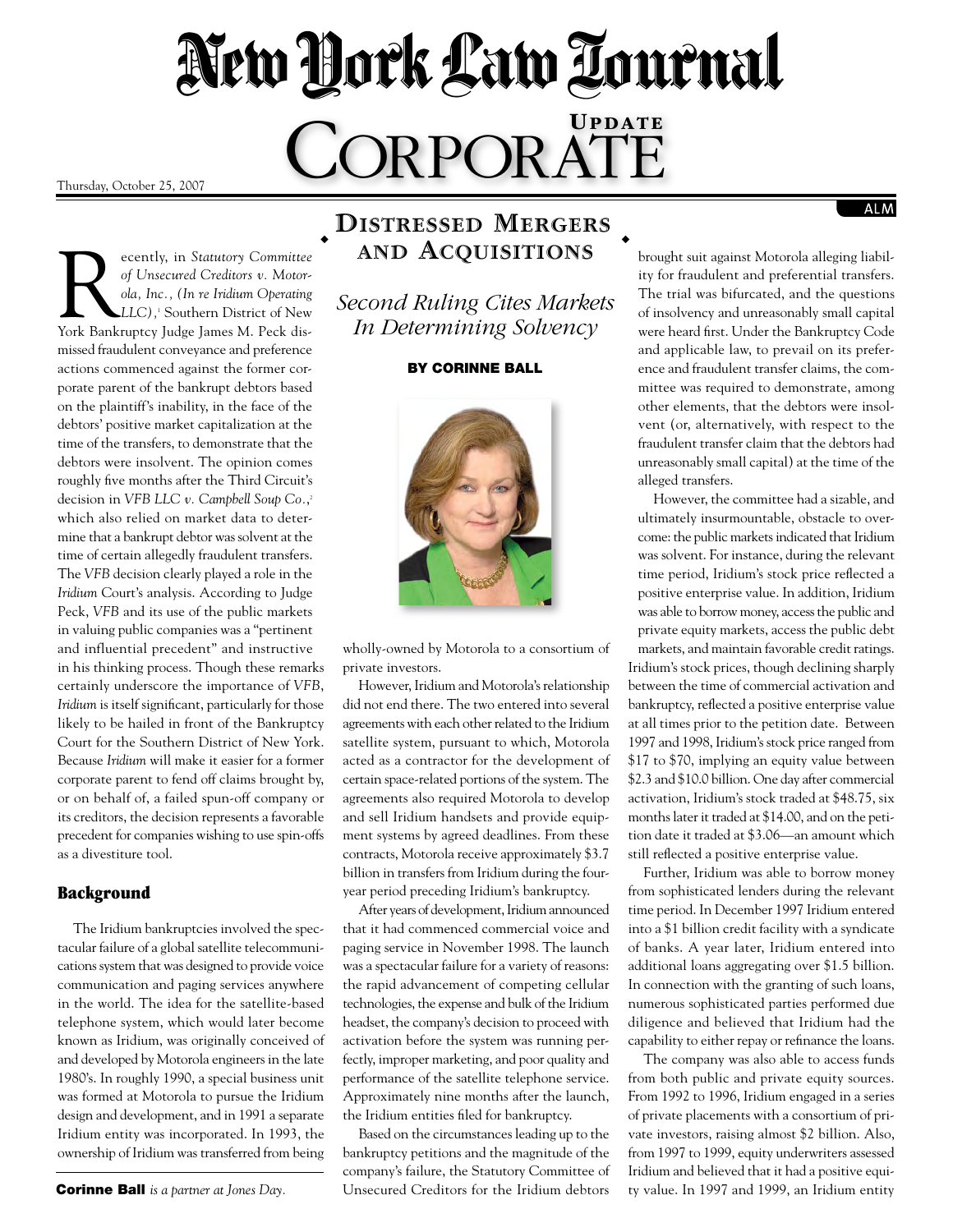# New York Law Journal

# Corporate Update

Thursday, October 25, 2007

## Distressed Mergers and Acquisitions

### Second Ruling Cites Markets In Determining Solvency

**By Corinne Ball**

Recently, in *Statutory Committee of Unsecured Creditors v. Motorola, Inc., (In re Iridium Operating LLC)*,[1] Southern District of New York Bankruptcy Judge James M. Peck dismissed fraudulent conveyance and preference actions commenced against the former corporate parent of the bankrupt debtors based on the plaintiff's inability, in the face of the debtors' positive market capitalization at the time of the transfers, to demonstrate that the debtors were insolvent. The opinion comes roughly five months after the Third Circuit's decision in *VFB LLC v. Campbell Soup Co.*,[2] which also relied on market data to determine that a bankrupt debtor was solvent at the time of certain allegedly fraudulent transfers. The *VFB* decision clearly played a role in the *Iridium* Court's analysis. According to Judge Peck, *VFB* and its use of the public markets in valuing public companies was a "pertinent and influential precedent" and instructive in his thinking process. Though these remarks certainly underscore the importance of *VFB*, *Iridium* is itself significant, particularly for those likely to be hailed in front of the Bankruptcy Court for the Southern District of New York. Because *Iridium* will make it easier for a former corporate parent to fend off claims brought by, or on behalf of, a failed spun-off company or its creditors, the decision represents a favorable precedent for companies wishing to use spin-offs as a divestiture tool.

### Background

The Iridium bankruptcies involved the spectacular failure of a global satellite telecommunications system that was designed to provide voice communication and paging services anywhere in the world. The idea for the satellite-based telephone system, which would later become known as Iridium, was originally conceived of and developed by Motorola engineers in the late 1980's. In roughly 1990, a special business unit was formed at Motorola to pursue the Iridium design and development, and in 1991 a separate Iridium entity was incorporated. In 1993, the ownership of Iridium was transferred from being wholly-owned by Motorola to a consortium of private investors.

However, Iridium and Motorola's relationship did not end there. The two entered into several agreements with each other related to the Iridium satellite system, pursuant to which, Motorola acted as a contractor for the development of certain space-related portions of the system. The agreements also required Motorola to develop and sell Iridium handsets and provide equipment systems by agreed deadlines. From these contracts, Motorola receive approximately $3.7 billion in transfers from Iridium during the four-year period preceding Iridium's bankruptcy.

After years of development, Iridium announced that it had commenced commercial voice and paging service in November 1998. The launch was a spectacular failure for a variety of reasons: the rapid advancement of competing cellular technologies, the expense and bulk of the Iridium headset, the company's decision to proceed with activation before the system was running perfectly, improper marketing, and poor quality and performance of the satellite telephone service. Approximately nine months after the launch, the Iridium entities filed for bankruptcy.

Based on the circumstances leading up to the bankruptcy petitions and the magnitude of the company's failure, the Statutory Committee of Unsecured Creditors for the Iridium debtors brought suit against Motorola alleging liability for fraudulent and preferential transfers. The trial was bifurcated, and the questions of insolvency and unreasonably small capital were heard first. Under the Bankruptcy Code and applicable law, to prevail on its preference and fraudulent transfer claims, the committee was required to demonstrate, among other elements, that the debtors were insolvent (or, alternatively, with respect to the fraudulent transfer claim that the debtors had unreasonably small capital) at the time of the alleged transfers.

However, the committee had a sizable, and ultimately insurmountable, obstacle to overcome: the public markets indicated that Iridium was solvent. For instance, during the relevant time period, Iridium's stock price reflected a positive enterprise value. In addition, Iridium was able to borrow money, access the public and private equity markets, access the public debt markets, and maintain favorable credit ratings. Iridium's stock prices, though declining sharply between the time of commercial activation and bankruptcy, reflected a positive enterprise value at all times prior to the petition date. Between 1997 and 1998, Iridium's stock price ranged from $17 to $70, implying an equity value between $2.3 and $10.0 billion. One day after commercial activation, Iridium's stock traded at $48.75, six months later it traded at $14.00, and on the petition date it traded at $3.06—an amount which still reflected a positive enterprise value.

Further, Iridium was able to borrow money from sophisticated lenders during the relevant time period. In December 1997 Iridium entered into a $1 billion credit facility with a syndicate of banks. A year later, Iridium entered into additional loans aggregating over $1.5 billion. In connection with the granting of such loans, numerous sophisticated parties performed due diligence and believed that Iridium had the capability to either repay or refinance the loans.

The company was also able to access funds from both public and private equity sources. From 1992 to 1996, Iridium engaged in a series of private placements with a consortium of private investors, raising almost $2 billion. Also, from 1997 to 1999, equity underwriters assessed Iridium and believed that it had a positive equity value. In 1997 and 1999, an Iridium entity

**Corinne Ball** *is a partner at Jones Day.*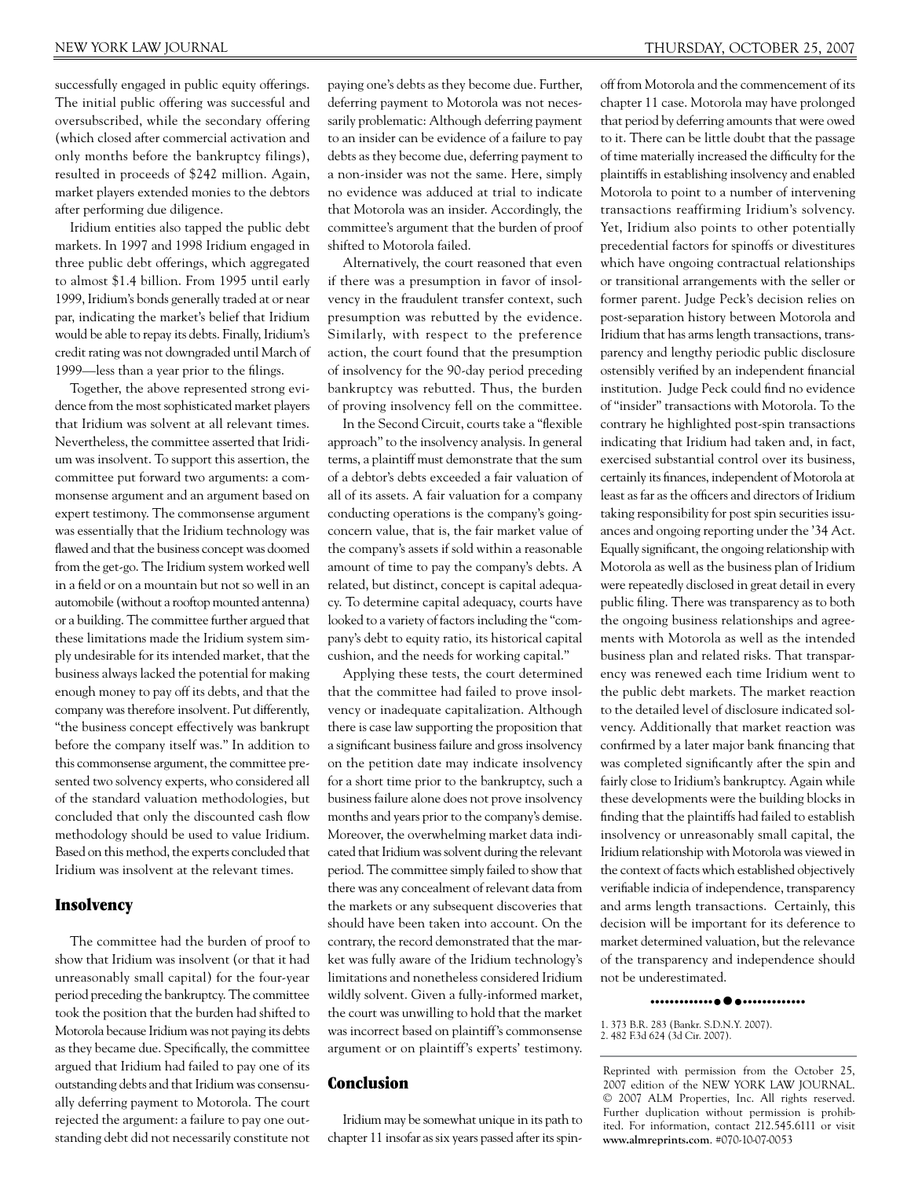successfully engaged in public equity offerings. The initial public offering was successful and oversubscribed, while the secondary offering (which closed after commercial activation and only months before the bankruptcy filings), resulted in proceeds of $242 million. Again, market players extended monies to the debtors after performing due diligence.

Iridium entities also tapped the public debt markets. In 1997 and 1998 Iridium engaged in three public debt offerings, which aggregated to almost $1.4 billion. From 1995 until early 1999, Iridium's bonds generally traded at or near par, indicating the market's belief that Iridium would be able to repay its debts. Finally, Iridium's credit rating was not downgraded until March of 1999—less than a year prior to the filings.

Together, the above represented strong evidence from the most sophisticated market players that Iridium was solvent at all relevant times. Nevertheless, the committee asserted that Iridium was insolvent. To support this assertion, the committee put forward two arguments: a commonsense argument and an argument based on expert testimony. The commonsense argument was essentially that the Iridium technology was flawed and that the business concept was doomed from the get-go. The Iridium system worked well in a field or on a mountain but not so well in an automobile (without a rooftop mounted antenna) or a building. The committee further argued that these limitations made the Iridium system simply undesirable for its intended market, that the business always lacked the potential for making enough money to pay off its debts, and that the company was therefore insolvent. Put differently, "the business concept effectively was bankrupt before the company itself was." In addition to this commonsense argument, the committee presented two solvency experts, who considered all of the standard valuation methodologies, but concluded that only the discounted cash flow methodology should be used to value Iridium. Based on this method, the experts concluded that Iridium was insolvent at the relevant times.

## Insolvency

The committee had the burden of proof to show that Iridium was insolvent (or that it had unreasonably small capital) for the four-year period preceding the bankruptcy. The committee took the position that the burden had shifted to Motorola because Iridium was not paying its debts as they became due. Specifically, the committee argued that Iridium had failed to pay one of its outstanding debts and that Iridium was consensually deferring payment to Motorola. The court rejected the argument: a failure to pay one outstanding debt did not necessarily constitute not paying one's debts as they become due. Further, deferring payment to Motorola was not necessarily problematic: Although deferring payment to an insider can be evidence of a failure to pay debts as they become due, deferring payment to a non-insider was not the same. Here, simply no evidence was adduced at trial to indicate that Motorola was an insider. Accordingly, the committee's argument that the burden of proof shifted to Motorola failed.

Alternatively, the court reasoned that even if there was a presumption in favor of insolvency in the fraudulent transfer context, such presumption was rebutted by the evidence. Similarly, with respect to the preference action, the court found that the presumption of insolvency for the 90-day period preceding bankruptcy was rebutted. Thus, the burden of proving insolvency fell on the committee.

In the Second Circuit, courts take a "flexible approach" to the insolvency analysis. In general terms, a plaintiff must demonstrate that the sum of a debtor's debts exceeded a fair valuation of all of its assets. A fair valuation for a company conducting operations is the company's going-concern value, that is, the fair market value of the company's assets if sold within a reasonable amount of time to pay the company's debts. A related, but distinct, concept is capital adequacy. To determine capital adequacy, courts have looked to a variety of factors including the "company's debt to equity ratio, its historical capital cushion, and the needs for working capital."

Applying these tests, the court determined that the committee had failed to prove insolvency or inadequate capitalization. Although there is case law supporting the proposition that a significant business failure and gross insolvency on the petition date may indicate insolvency for a short time prior to the bankruptcy, such a business failure alone does not prove insolvency months and years prior to the company's demise. Moreover, the overwhelming market data indicated that Iridium was solvent during the relevant period. The committee simply failed to show that there was any concealment of relevant data from the markets or any subsequent discoveries that should have been taken into account. On the contrary, the record demonstrated that the market was fully aware of the Iridium technology's limitations and nonetheless considered Iridium wildly solvent. Given a fully-informed market, the court was unwilling to hold that the market was incorrect based on plaintiff's commonsense argument or on plaintiff's experts' testimony.

## Conclusion

Iridium may be somewhat unique in its path to chapter 11 insofar as six years passed after its spin-off from Motorola and the commencement of its chapter 11 case. Motorola may have prolonged that period by deferring amounts that were owed to it. There can be little doubt that the passage of time materially increased the difficulty for the plaintiffs in establishing insolvency and enabled Motorola to point to a number of intervening transactions reaffirming Iridium's solvency. Yet, Iridium also points to other potentially precedential factors for spinoffs or divestitures which have ongoing contractual relationships or transitional arrangements with the seller or former parent. Judge Peck's decision relies on post-separation history between Motorola and Iridium that has arms length transactions, transparency and lengthy periodic public disclosure ostensibly verified by an independent financial institution. Judge Peck could find no evidence of "insider" transactions with Motorola. To the contrary he highlighted post-spin transactions indicating that Iridium had taken and, in fact, exercised substantial control over its business, certainly its finances, independent of Motorola at least as far as the officers and directors of Iridium taking responsibility for post spin securities issuances and ongoing reporting under the '34 Act. Equally significant, the ongoing relationship with Motorola as well as the business plan of Iridium were repeatedly disclosed in great detail in every public filing. There was transparency as to both the ongoing business relationships and agreements with Motorola as well as the intended business plan and related risks. That transparency was renewed each time Iridium went to the public debt markets. The market reaction to the detailed level of disclosure indicated solvency. Additionally that market reaction was confirmed by a later major bank financing that was completed significantly after the spin and fairly close to Iridium's bankruptcy. Again while these developments were the building blocks in finding that the plaintiffs had failed to establish insolvency or unreasonably small capital, the Iridium relationship with Motorola was viewed in the context of facts which established objectively verifiable indicia of independence, transparency and arms length transactions. Certainly, this decision will be important for its deference to market determined valuation, but the relevance of the transparency and independence should not be underestimated.

1. 373 B.R. 283 (Bankr. S.D.N.Y. 2007).
2. 482 F.3d 624 (3d Cir. 2007).

Reprinted with permission from the October 25, 2007 edition of the NEW YORK LAW JOURNAL. © 2007 ALM Properties, Inc. All rights reserved. Further duplication without permission is prohibited. For information, contact 212.545.6111 or visit **www.almreprints.com**. #070-10-07-0053